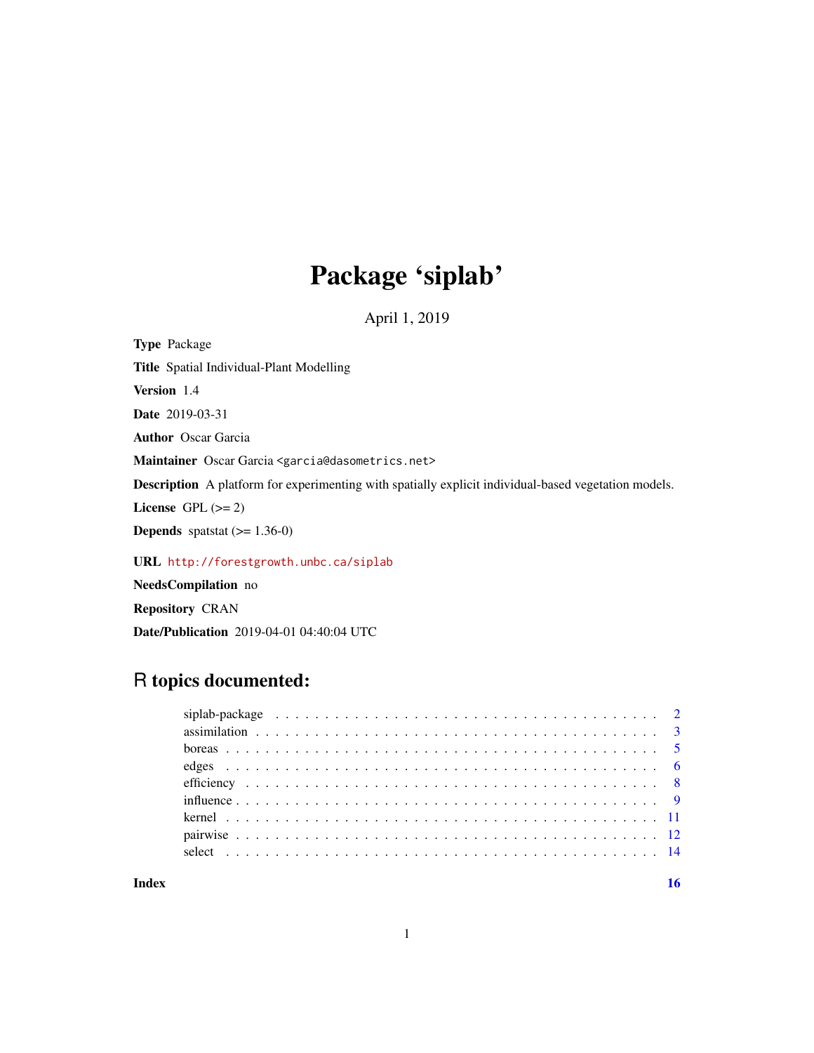# Package 'siplab'

April 1, 2019

**Type** Package

**Title** Spatial Individual-Plant Modelling

**Version** 1.4

**Date** 2019-03-31

**Author** Oscar Garcia

**Maintainer** Oscar Garcia <garcia@dasometrics.net>

**Description** A platform for experimenting with spatially explicit individual-based vegetation models.

**License** GPL (>= 2)

**Depends** spatstat (>= 1.36-0)

**URL** http://forestgrowth.unbc.ca/siplab

**NeedsCompilation** no

**Repository** CRAN

**Date/Publication** 2019-04-01 04:40:04 UTC

## R topics documented:

| | |
|---|---|
| siplab-package | 2 |
| assimilation | 3 |
| boreas | 5 |
| edges | 6 |
| efficiency | 8 |
| influence | 9 |
| kernel | 11 |
| pairwise | 12 |
| select | 14 |
| **Index** | **16** |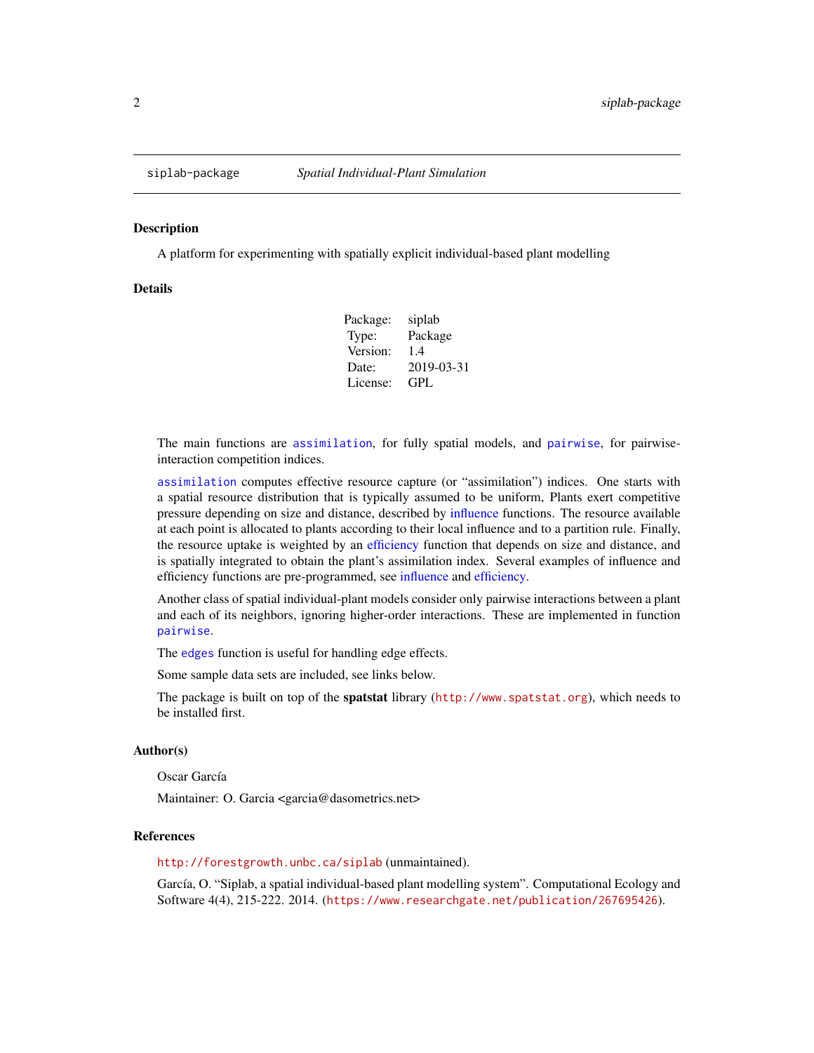# siplab-package — *Spatial Individual-Plant Simulation*

## Description

A platform for experimenting with spatially explicit individual-based plant modelling

## Details

| | |
|---|---|
| Package: | siplab |
| Type: | Package |
| Version: | 1.4 |
| Date: | 2019-03-31 |
| License: | GPL |

The main functions are `assimilation`, for fully spatial models, and `pairwise`, for pairwise-interaction competition indices.

`assimilation` computes effective resource capture (or "assimilation") indices. One starts with a spatial resource distribution that is typically assumed to be uniform, Plants exert competitive pressure depending on size and distance, described by influence functions. The resource available at each point is allocated to plants according to their local influence and to a partition rule. Finally, the resource uptake is weighted by an efficiency function that depends on size and distance, and is spatially integrated to obtain the plant's assimilation index. Several examples of influence and efficiency functions are pre-programmed, see influence and efficiency.

Another class of spatial individual-plant models consider only pairwise interactions between a plant and each of its neighbors, ignoring higher-order interactions. These are implemented in function `pairwise`.

The `edges` function is useful for handling edge effects.

Some sample data sets are included, see links below.

The package is built on top of the **spatstat** library (`http://www.spatstat.org`), which needs to be installed first.

## Author(s)

Oscar García

Maintainer: O. Garcia <garcia@dasometrics.net>

## References

`http://forestgrowth.unbc.ca/siplab` (unmaintained).

García, O. "Siplab, a spatial individual-based plant modelling system". Computational Ecology and Software 4(4), 215-222. 2014. (`https://www.researchgate.net/publication/267695426`).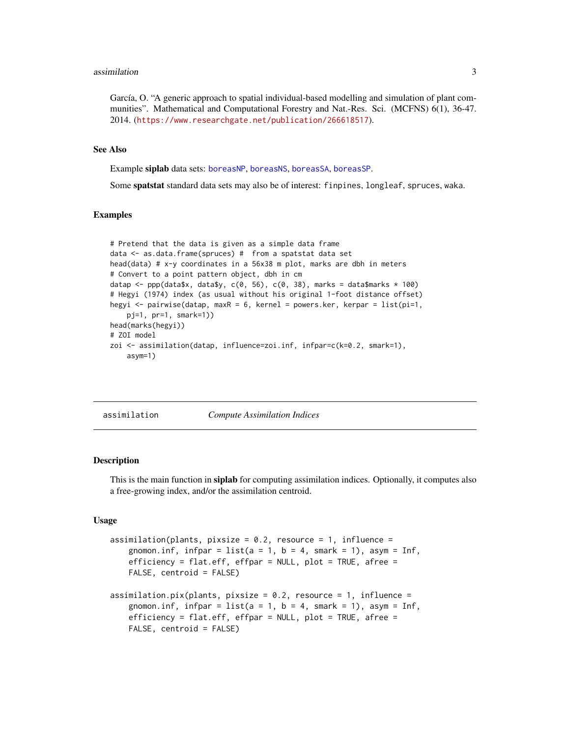García, O. "A generic approach to spatial individual-based modelling and simulation of plant communities". Mathematical and Computational Forestry and Nat.-Res. Sci. (MCFNS) 6(1), 36-47. 2014. (https://www.researchgate.net/publication/266618517).

### See Also

Example **siplab** data sets: boreasNP, boreasNS, boreasSA, boreasSP.

Some **spatstat** standard data sets may also be of interest: finpines, longleaf, spruces, waka.

### Examples

```
# Pretend that the data is given as a simple data frame
data <- as.data.frame(spruces) #  from a spatstat data set
head(data) # x-y coordinates in a 56x38 m plot, marks are dbh in meters
# Convert to a point pattern object, dbh in cm
datap <- ppp(data$x, data$y, c(0, 56), c(0, 38), marks = data$marks * 100)
# Hegyi (1974) index (as usual without his original 1-foot distance offset)
hegyi <- pairwise(datap, maxR = 6, kernel = powers.ker, kerpar = list(pi=1,
    pj=1, pr=1, smark=1))
head(marks(hegyi))
# ZOI model
zoi <- assimilation(datap, influence=zoi.inf, infpar=c(k=0.2, smark=1),
    asym=1)
```

---

## assimilation    *Compute Assimilation Indices*

### Description

This is the main function in **siplab** for computing assimilation indices. Optionally, it computes also a free-growing index, and/or the assimilation centroid.

### Usage

```
assimilation(plants, pixsize = 0.2, resource = 1, influence =
    gnomon.inf, infpar = list(a = 1, b = 4, smark = 1), asym = Inf,
    efficiency = flat.eff, effpar = NULL, plot = TRUE, afree =
    FALSE, centroid = FALSE)

assimilation.pix(plants, pixsize = 0.2, resource = 1, influence =
    gnomon.inf, infpar = list(a = 1, b = 4, smark = 1), asym = Inf,
    efficiency = flat.eff, effpar = NULL, plot = TRUE, afree =
    FALSE, centroid = FALSE)
```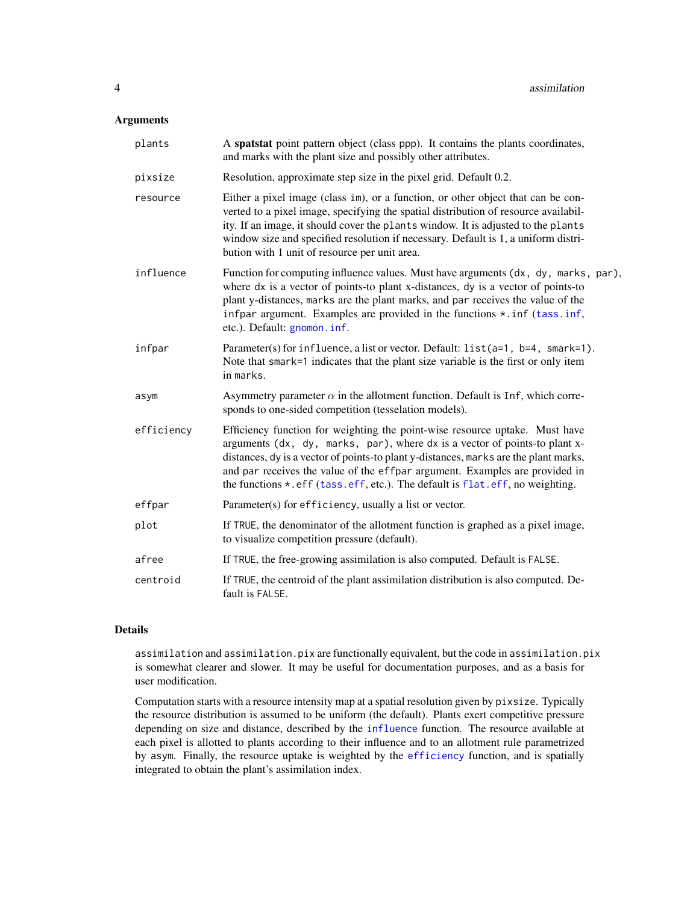## Arguments

| Argument | Description |
|---|---|
| `plants` | A **spatstat** point pattern object (class `ppp`). It contains the plants coordinates, and marks with the plant size and possibly other attributes. |
| `pixsize` | Resolution, approximate step size in the pixel grid. Default 0.2. |
| `resource` | Either a pixel image (class `im`), or a function, or other object that can be converted to a pixel image, specifying the spatial distribution of resource availability. If an image, it should cover the `plants` window. It is adjusted to the `plants` window size and specified resolution if necessary. Default is 1, a uniform distribution with 1 unit of resource per unit area. |
| `influence` | Function for computing influence values. Must have arguments `(dx, dy, marks, par)`, where `dx` is a vector of points-to plant x-distances, `dy` is a vector of points-to plant y-distances, `marks` are the plant marks, and `par` receives the value of the `infpar` argument. Examples are provided in the functions `*.inf` (`tass.inf`, etc.). Default: `gnomon.inf`. |
| `infpar` | Parameter(s) for `influence`, a list or vector. Default: `list(a=1, b=4, smark=1)`. Note that `smark=1` indicates that the plant size variable is the first or only item in `marks`. |
| `asym` | Asymmetry parameter $\alpha$ in the allotment function. Default is `Inf`, which corresponds to one-sided competition (tesselation models). |
| `efficiency` | Efficiency function for weighting the point-wise resource uptake. Must have arguments `(dx, dy, marks, par)`, where `dx` is a vector of points-to plant x-distances, `dy` is a vector of points-to plant y-distances, `marks` are the plant marks, and `par` receives the value of the `effpar` argument. Examples are provided in the functions `*.eff` (`tass.eff`, etc.). The default is `flat.eff`, no weighting. |
| `effpar` | Parameter(s) for `efficiency`, usually a list or vector. |
| `plot` | If `TRUE`, the denominator of the allotment function is graphed as a pixel image, to visualize competition pressure (default). |
| `afree` | If `TRUE`, the free-growing assimilation is also computed. Default is `FALSE`. |
| `centroid` | If `TRUE`, the centroid of the plant assimilation distribution is also computed. Default is `FALSE`. |

## Details

`assimilation` and `assimilation.pix` are functionally equivalent, but the code in `assimilation.pix` is somewhat clearer and slower. It may be useful for documentation purposes, and as a basis for user modification.

Computation starts with a resource intensity map at a spatial resolution given by `pixsize`. Typically the resource distribution is assumed to be uniform (the default). Plants exert competitive pressure depending on size and distance, described by the `influence` function. The resource available at each pixel is allotted to plants according to their influence and to an allotment rule parametrized by `asym`. Finally, the resource uptake is weighted by the `efficiency` function, and is spatially integrated to obtain the plant's assimilation index.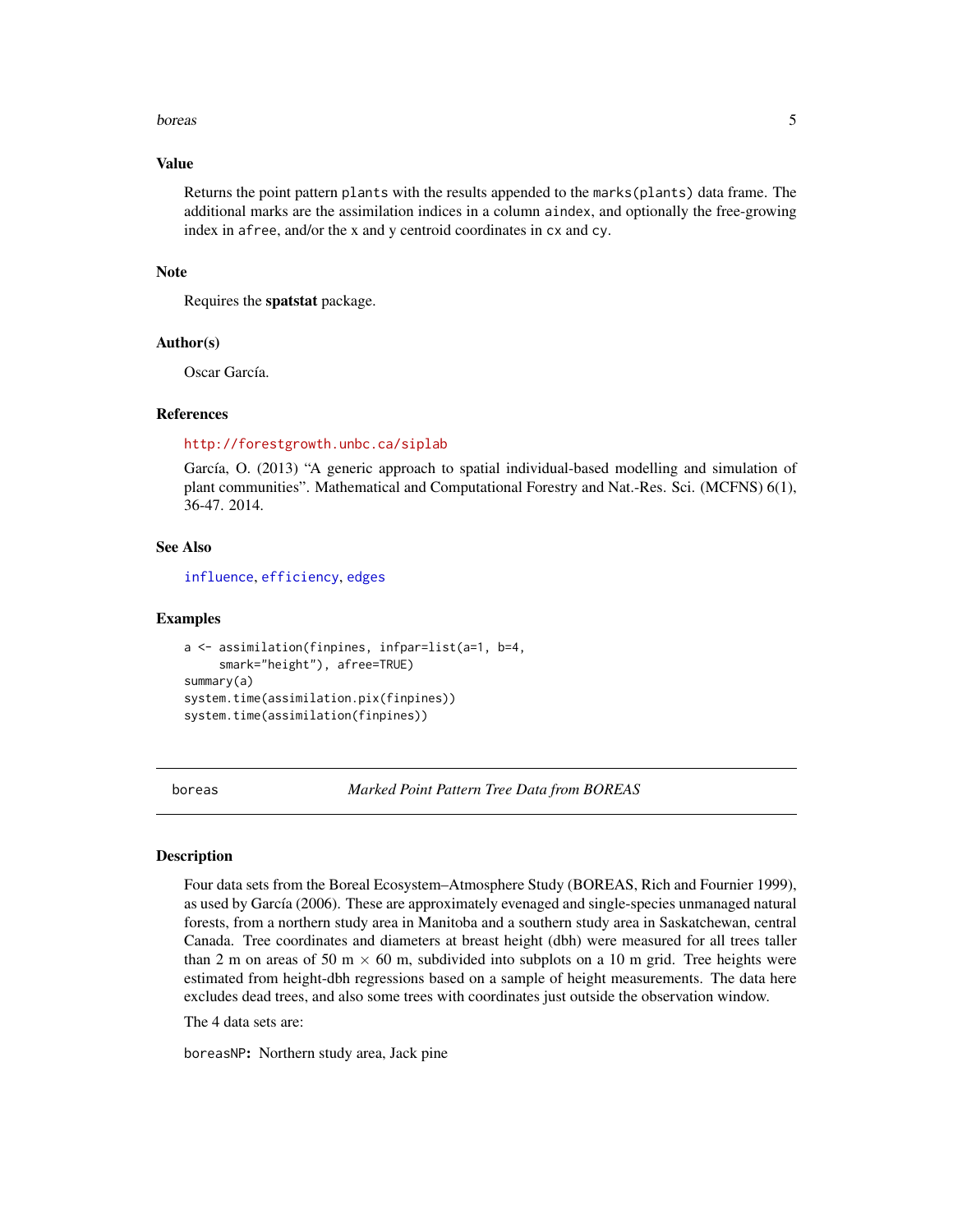### Value

Returns the point pattern `plants` with the results appended to the `marks(plants)` data frame. The additional marks are the assimilation indices in a column `aindex`, and optionally the free-growing index in `afree`, and/or the x and y centroid coordinates in `cx` and `cy`.

### Note

Requires the **spatstat** package.

### Author(s)

Oscar García.

### References

http://forestgrowth.unbc.ca/siplab

García, O. (2013) "A generic approach to spatial individual-based modelling and simulation of plant communities". Mathematical and Computational Forestry and Nat.-Res. Sci. (MCFNS) 6(1), 36-47. 2014.

### See Also

influence, efficiency, edges

### Examples

```
a <- assimilation(finpines, infpar=list(a=1, b=4,
     smark="height"), afree=TRUE)
summary(a)
system.time(assimilation.pix(finpines))
system.time(assimilation(finpines))
```

---

## boreas — *Marked Point Pattern Tree Data from BOREAS*

---

### Description

Four data sets from the Boreal Ecosystem–Atmosphere Study (BOREAS, Rich and Fournier 1999), as used by García (2006). These are approximately evenaged and single-species unmanaged natural forests, from a northern study area in Manitoba and a southern study area in Saskatchewan, central Canada. Tree coordinates and diameters at breast height (dbh) were measured for all trees taller than 2 m on areas of 50 m $\times$ 60 m, subdivided into subplots on a 10 m grid. Tree heights were estimated from height-dbh regressions based on a sample of height measurements. The data here excludes dead trees, and also some trees with coordinates just outside the observation window.

The 4 data sets are:

`boreasNP`**:** Northern study area, Jack pine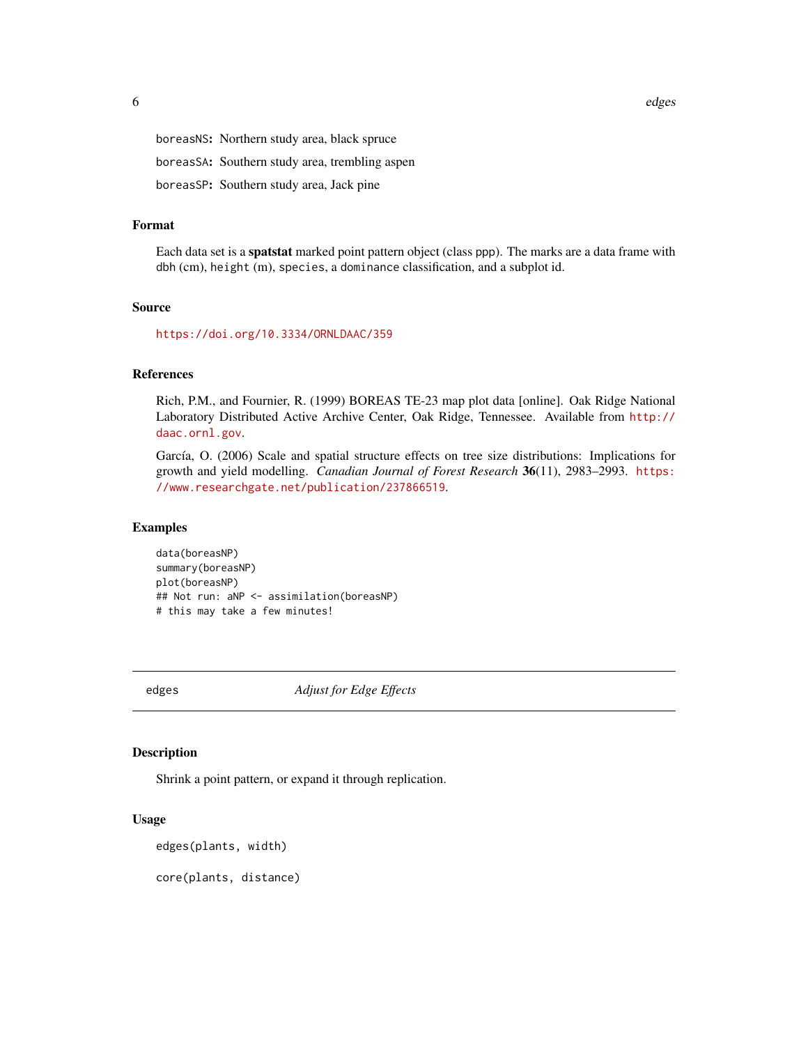boreasNS**:** Northern study area, black spruce

boreasSA**:** Southern study area, trembling aspen

boreasSP**:** Southern study area, Jack pine

### Format

Each data set is a **spatstat** marked point pattern object (class ppp). The marks are a data frame with dbh (cm), height (m), species, a dominance classification, and a subplot id.

### Source

https://doi.org/10.3334/ORNLDAAC/359

### References

Rich, P.M., and Fournier, R. (1999) BOREAS TE-23 map plot data [online]. Oak Ridge National Laboratory Distributed Active Archive Center, Oak Ridge, Tennessee. Available from http://daac.ornl.gov.

García, O. (2006) Scale and spatial structure effects on tree size distributions: Implications for growth and yield modelling. *Canadian Journal of Forest Research* **36**(11), 2983–2993. https://www.researchgate.net/publication/237866519.

### Examples

```
data(boreasNP)
summary(boreasNP)
plot(boreasNP)
## Not run: aNP <- assimilation(boreasNP)
# this may take a few minutes!
```

---

## edges — *Adjust for Edge Effects*

### Description

Shrink a point pattern, or expand it through replication.

### Usage

```
edges(plants, width)

core(plants, distance)
```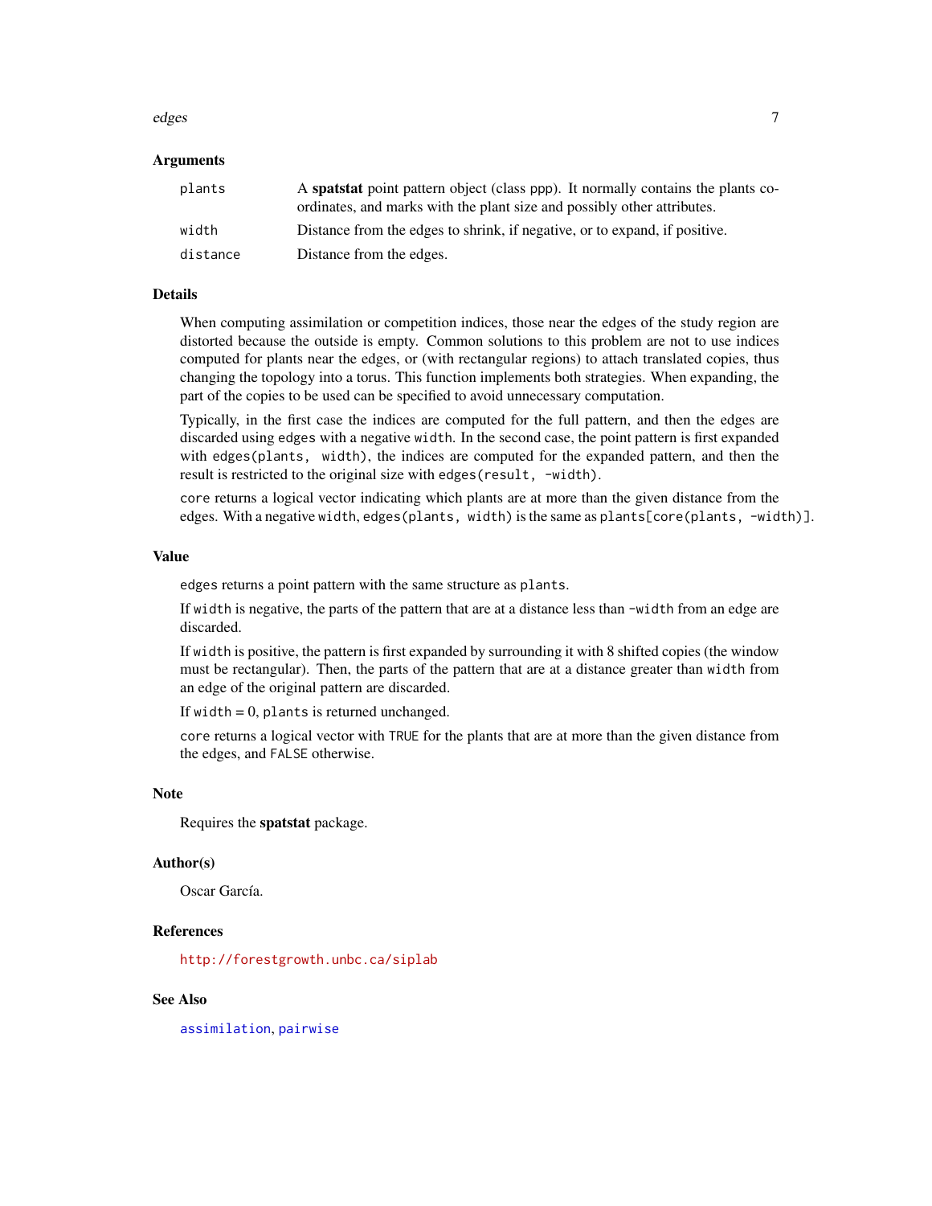## Arguments

| | |
|---|---|
| `plants` | A **spatstat** point pattern object (class ppp). It normally contains the plants coordinates, and marks with the plant size and possibly other attributes. |
| `width` | Distance from the edges to shrink, if negative, or to expand, if positive. |
| `distance` | Distance from the edges. |

## Details

When computing assimilation or competition indices, those near the edges of the study region are distorted because the outside is empty. Common solutions to this problem are not to use indices computed for plants near the edges, or (with rectangular regions) to attach translated copies, thus changing the topology into a torus. This function implements both strategies. When expanding, the part of the copies to be used can be specified to avoid unnecessary computation.

Typically, in the first case the indices are computed for the full pattern, and then the edges are discarded using `edges` with a negative `width`. In the second case, the point pattern is first expanded with `edges(plants, width)`, the indices are computed for the expanded pattern, and then the result is restricted to the original size with `edges(result, -width)`.

`core` returns a logical vector indicating which plants are at more than the given distance from the edges. With a negative `width`, `edges(plants, width)` is the same as `plants[core(plants, -width)]`.

## Value

`edges` returns a point pattern with the same structure as `plants`.

If `width` is negative, the parts of the pattern that are at a distance less than `-width` from an edge are discarded.

If `width` is positive, the pattern is first expanded by surrounding it with 8 shifted copies (the window must be rectangular). Then, the parts of the pattern that are at a distance greater than `width` from an edge of the original pattern are discarded.

If `width` = 0, `plants` is returned unchanged.

`core` returns a logical vector with `TRUE` for the plants that are at more than the given distance from the edges, and `FALSE` otherwise.

## Note

Requires the **spatstat** package.

## Author(s)

Oscar García.

## References

http://forestgrowth.unbc.ca/siplab

## See Also

`assimilation`, `pairwise`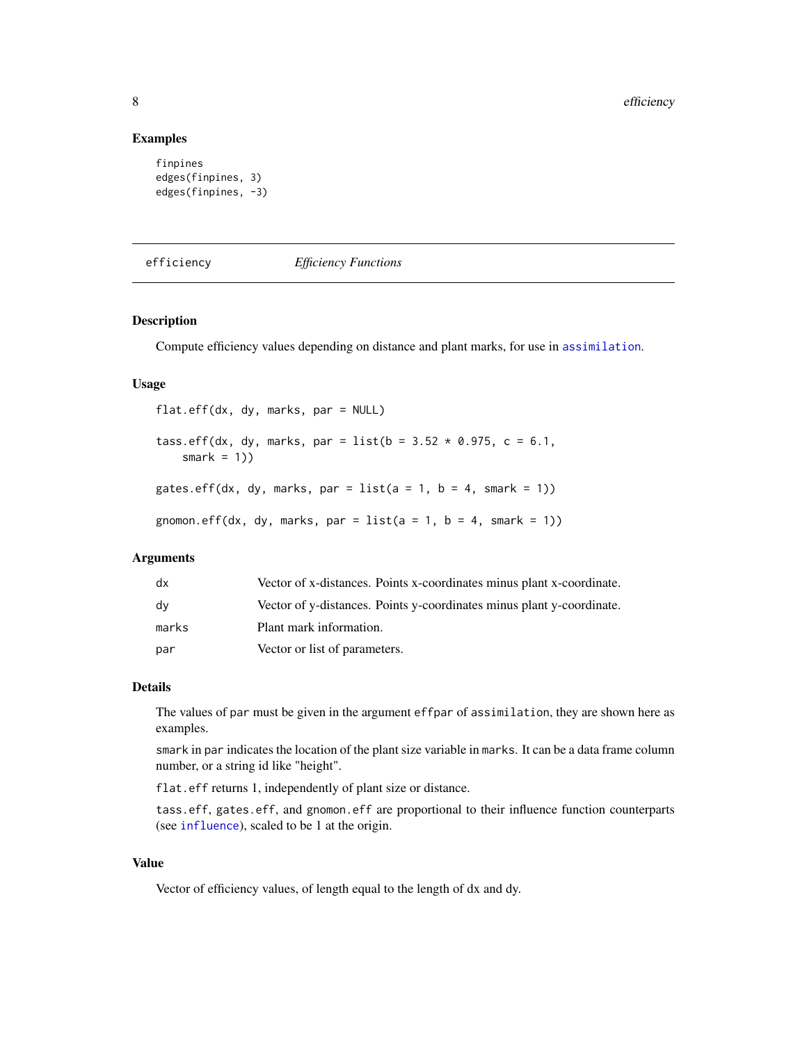## Examples

```
finpines
edges(finpines, 3)
edges(finpines, -3)
```

---

efficiency *Efficiency Functions*

---

### Description

Compute efficiency values depending on distance and plant marks, for use in `assimilation`.

### Usage

```
flat.eff(dx, dy, marks, par = NULL)

tass.eff(dx, dy, marks, par = list(b = 3.52 * 0.975, c = 6.1,
    smark = 1))

gates.eff(dx, dy, marks, par = list(a = 1, b = 4, smark = 1))

gnomon.eff(dx, dy, marks, par = list(a = 1, b = 4, smark = 1))
```

### Arguments

| | |
|---|---|
| `dx` | Vector of x-distances. Points x-coordinates minus plant x-coordinate. |
| `dy` | Vector of y-distances. Points y-coordinates minus plant y-coordinate. |
| `marks` | Plant mark information. |
| `par` | Vector or list of parameters. |

### Details

The values of `par` must be given in the argument `effpar` of `assimilation`, they are shown here as examples.

`smark` in `par` indicates the location of the plant size variable in `marks`. It can be a data frame column number, or a string id like "height".

`flat.eff` returns 1, independently of plant size or distance.

`tass.eff`, `gates.eff`, and `gnomon.eff` are proportional to their influence function counterparts (see `influence`), scaled to be 1 at the origin.

### Value

Vector of efficiency values, of length equal to the length of dx and dy.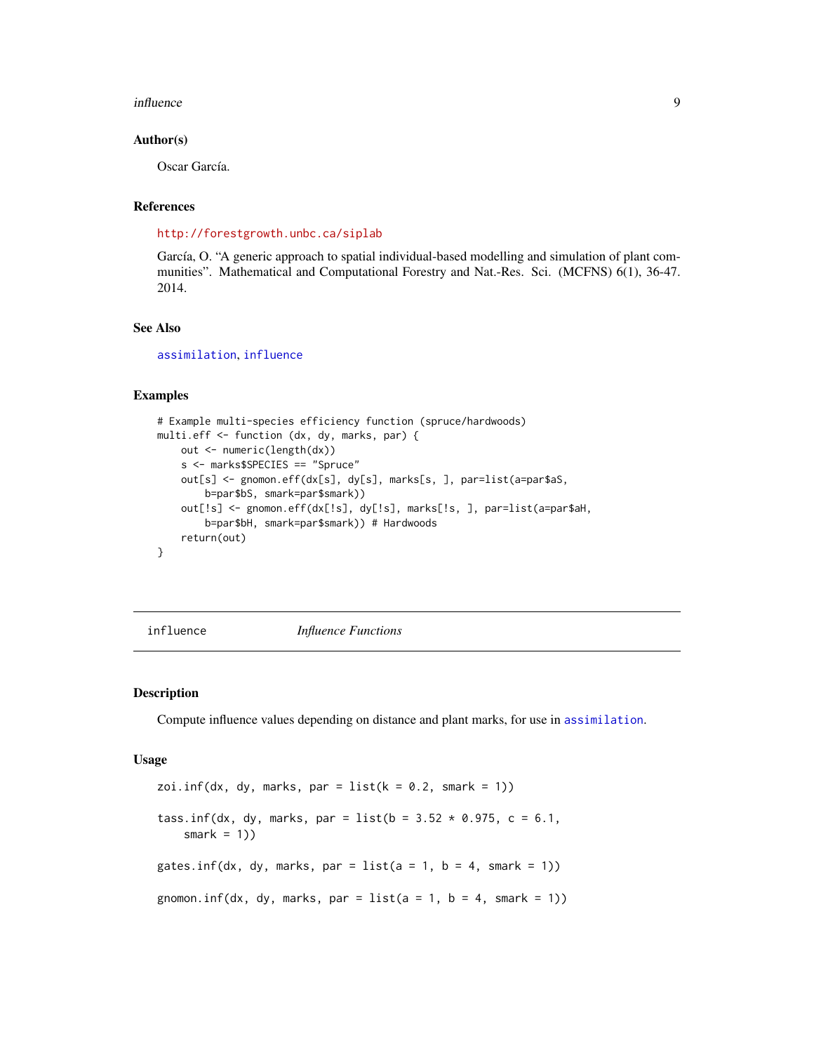### Author(s)

Oscar García.

### References

http://forestgrowth.unbc.ca/siplab

García, O. "A generic approach to spatial individual-based modelling and simulation of plant communities". Mathematical and Computational Forestry and Nat.-Res. Sci. (MCFNS) 6(1), 36-47. 2014.

### See Also

assimilation, influence

### Examples

```
# Example multi-species efficiency function (spruce/hardwoods)
multi.eff <- function (dx, dy, marks, par) {
    out <- numeric(length(dx))
    s <- marks$SPECIES == "Spruce"
    out[s] <- gnomon.eff(dx[s], dy[s], marks[s, ], par=list(a=par$aS,
        b=par$bS, smark=par$smark))
    out[!s] <- gnomon.eff(dx[!s], dy[!s], marks[!s, ], par=list(a=par$aH,
        b=par$bH, smark=par$smark)) # Hardwoods
    return(out)
}
```

---

## influence — *Influence Functions*

### Description

Compute influence values depending on distance and plant marks, for use in assimilation.

### Usage

```
zoi.inf(dx, dy, marks, par = list(k = 0.2, smark = 1))

tass.inf(dx, dy, marks, par = list(b = 3.52 * 0.975, c = 6.1,
    smark = 1))

gates.inf(dx, dy, marks, par = list(a = 1, b = 4, smark = 1))

gnomon.inf(dx, dy, marks, par = list(a = 1, b = 4, smark = 1))
```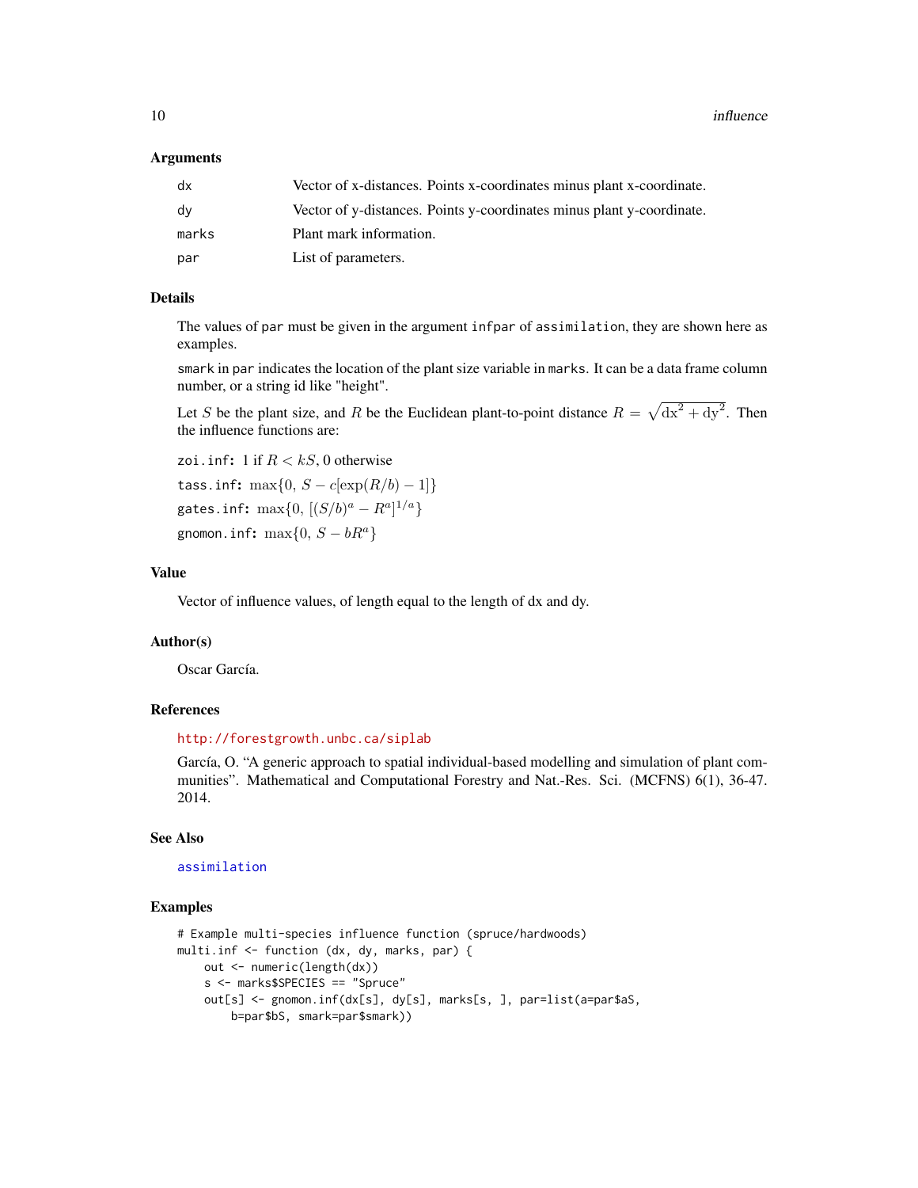### Arguments

| | |
|---|---|
| `dx` | Vector of x-distances. Points x-coordinates minus plant x-coordinate. |
| `dy` | Vector of y-distances. Points y-coordinates minus plant y-coordinate. |
| `marks` | Plant mark information. |
| `par` | List of parameters. |

### Details

The values of `par` must be given in the argument `infpar` of `assimilation`, they are shown here as examples.

`smark` in `par` indicates the location of the plant size variable in `marks`. It can be a data frame column number, or a string id like "height".

Let $S$ be the plant size, and $R$ be the Euclidean plant-to-point distance $R = \sqrt{\mathrm{dx}^2 + \mathrm{dy}^2}$. Then the influence functions are:

`zoi.inf`: 1 if $R < kS$, 0 otherwise

`tass.inf`: $\max\{0,\, S - c[\exp(R/b) - 1]\}$

`gates.inf`: $\max\{0,\, [(S/b)^a - R^a]^{1/a}\}$

`gnomon.inf`: $\max\{0,\, S - bR^a\}$

### Value

Vector of influence values, of length equal to the length of dx and dy.

### Author(s)

Oscar García.

### References

http://forestgrowth.unbc.ca/siplab

García, O. "A generic approach to spatial individual-based modelling and simulation of plant communities". Mathematical and Computational Forestry and Nat.-Res. Sci. (MCFNS) 6(1), 36-47. 2014.

### See Also

`assimilation`

### Examples

```
# Example multi-species influence function (spruce/hardwoods)
multi.inf <- function (dx, dy, marks, par) {
    out <- numeric(length(dx))
    s <- marks$SPECIES == "Spruce"
    out[s] <- gnomon.inf(dx[s], dy[s], marks[s, ], par=list(a=par$aS,
        b=par$bS, smark=par$smark))
```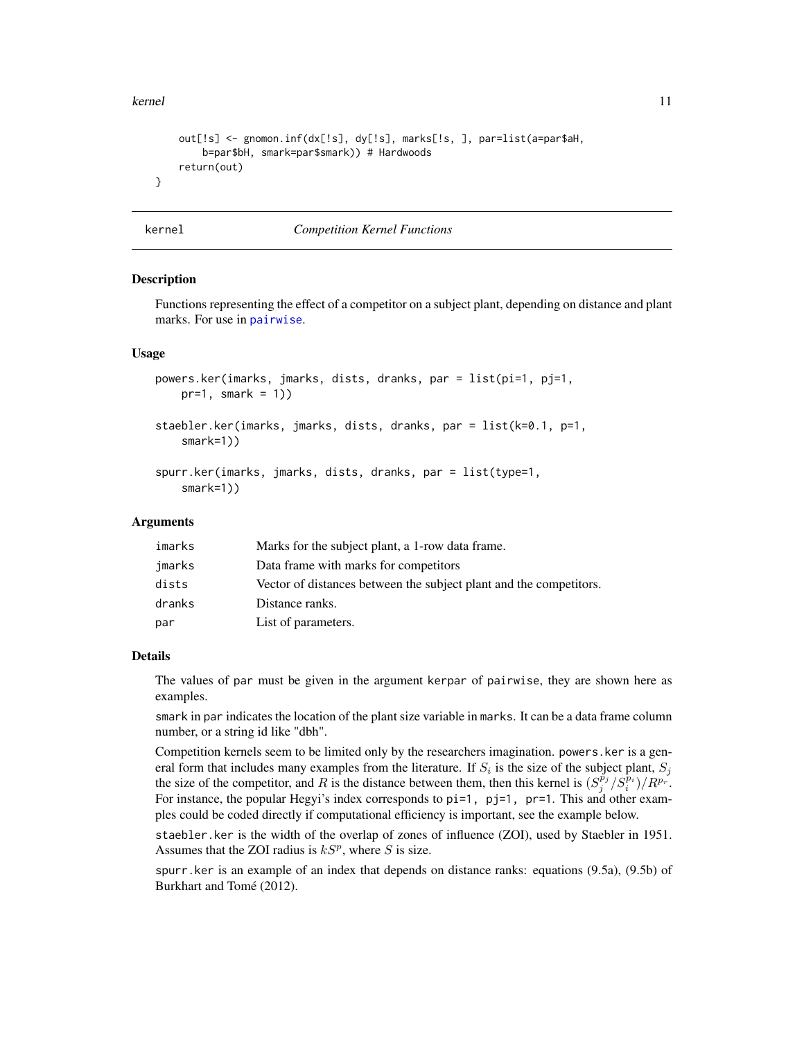```
    out[!s] <- gnomon.inf(dx[!s], dy[!s], marks[!s, ], par=list(a=par$aH,
        b=par$bH, smark=par$smark)) # Hardwoods
    return(out)
}
```

## kernel — *Competition Kernel Functions*

### Description

Functions representing the effect of a competitor on a subject plant, depending on distance and plant marks. For use in pairwise.

### Usage

```
powers.ker(imarks, jmarks, dists, dranks, par = list(pi=1, pj=1,
    pr=1, smark = 1))

staebler.ker(imarks, jmarks, dists, dranks, par = list(k=0.1, p=1,
    smark=1))

spurr.ker(imarks, jmarks, dists, dranks, par = list(type=1,
    smark=1))
```

### Arguments

| | |
|---|---|
| imarks | Marks for the subject plant, a 1-row data frame. |
| jmarks | Data frame with marks for competitors |
| dists | Vector of distances between the subject plant and the competitors. |
| dranks | Distance ranks. |
| par | List of parameters. |

### Details

The values of par must be given in the argument kerpar of pairwise, they are shown here as examples.

smark in par indicates the location of the plant size variable in marks. It can be a data frame column number, or a string id like "dbh".

Competition kernels seem to be limited only by the researchers imagination. powers.ker is a general form that includes many examples from the literature. If $S_i$ is the size of the subject plant, $S_j$ the size of the competitor, and $R$ is the distance between them, then this kernel is $(S_j^{p_j}/S_i^{p_i})/R^{p_r}$. For instance, the popular Hegyi's index corresponds to pi=1, pj=1, pr=1. This and other examples could be coded directly if computational efficiency is important, see the example below.

staebler.ker is the width of the overlap of zones of influence (ZOI), used by Staebler in 1951. Assumes that the ZOI radius is $kS^p$, where $S$ is size.

spurr.ker is an example of an index that depends on distance ranks: equations (9.5a), (9.5b) of Burkhart and Tomé (2012).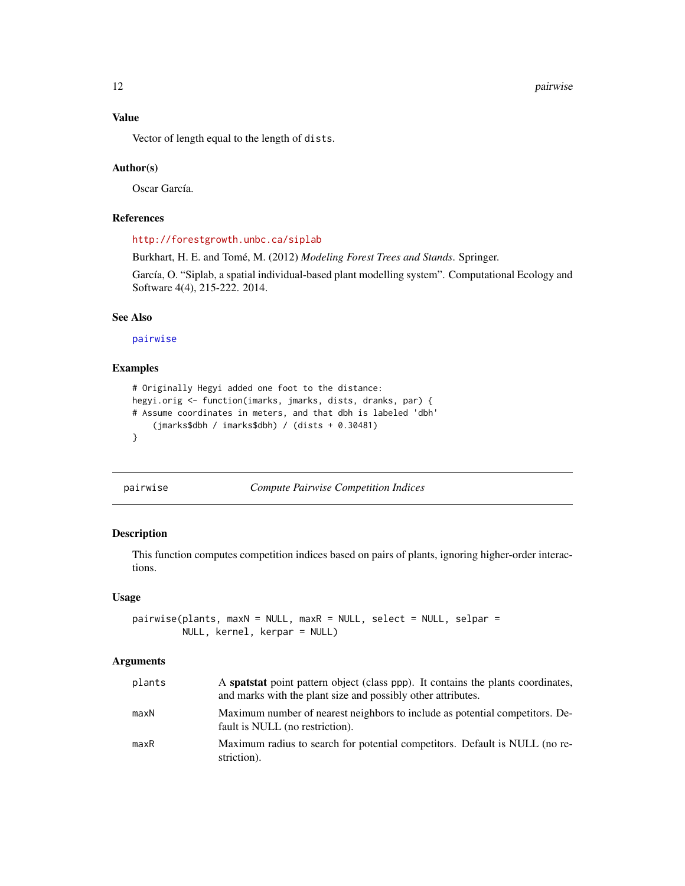### Value

Vector of length equal to the length of `dists`.

### Author(s)

Oscar García.

### References

http://forestgrowth.unbc.ca/siplab

Burkhart, H. E. and Tomé, M. (2012) *Modeling Forest Trees and Stands*. Springer.

García, O. "Siplab, a spatial individual-based plant modelling system". Computational Ecology and Software 4(4), 215-222. 2014.

### See Also

`pairwise`

### Examples

```
# Originally Hegyi added one foot to the distance:
hegyi.orig <- function(imarks, jmarks, dists, dranks, par) {
# Assume coordinates in meters, and that dbh is labeled 'dbh'
    (jmarks$dbh / imarks$dbh) / (dists + 0.30481)
}
```

---

## pairwise — *Compute Pairwise Competition Indices*

### Description

This function computes competition indices based on pairs of plants, ignoring higher-order interactions.

### Usage

```
pairwise(plants, maxN = NULL, maxR = NULL, select = NULL, selpar =
        NULL, kernel, kerpar = NULL)
```

### Arguments

| Argument | Description |
|---|---|
| `plants` | A **spatstat** point pattern object (class ppp). It contains the plants coordinates, and marks with the plant size and possibly other attributes. |
| `maxN` | Maximum number of nearest neighbors to include as potential competitors. Default is NULL (no restriction). |
| `maxR` | Maximum radius to search for potential competitors. Default is NULL (no restriction). |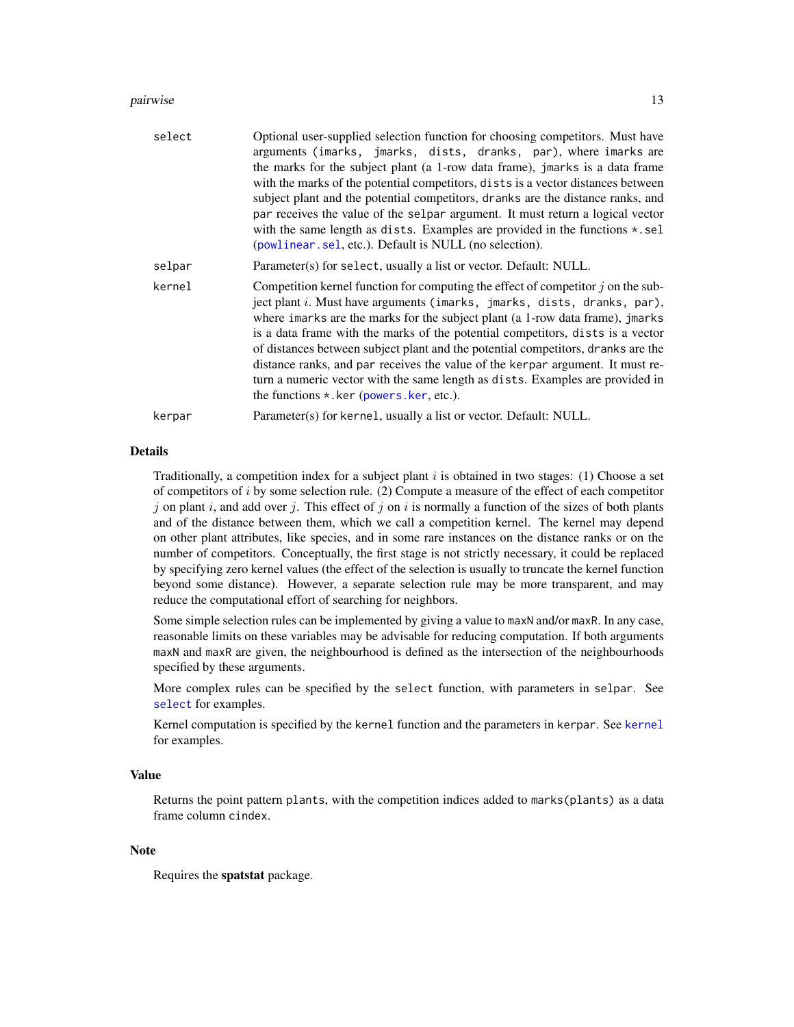| | |
|---|---|
| `select` | Optional user-supplied selection function for choosing competitors. Must have arguments `(imarks, jmarks, dists, dranks, par)`, where `imarks` are the marks for the subject plant (a 1-row data frame), `jmarks` is a data frame with the marks of the potential competitors, `dists` is a vector distances between subject plant and the potential competitors, `dranks` are the distance ranks, and `par` receives the value of the `selpar` argument. It must return a logical vector with the same length as `dists`. Examples are provided in the functions `*.sel` (`powlinear.sel`, etc.). Default is NULL (no selection). |
| `selpar` | Parameter(s) for `select`, usually a list or vector. Default: NULL. |
| `kernel` | Competition kernel function for computing the effect of competitor $j$ on the subject plant $i$. Must have arguments `(imarks, jmarks, dists, dranks, par)`, where `imarks` are the marks for the subject plant (a 1-row data frame), `jmarks` is a data frame with the marks of the potential competitors, `dists` is a vector of distances between subject plant and the potential competitors, `dranks` are the distance ranks, and `par` receives the value of the `kerpar` argument. It must return a numeric vector with the same length as `dists`. Examples are provided in the functions `*.ker` (`powers.ker`, etc.). |
| `kerpar` | Parameter(s) for `kernel`, usually a list or vector. Default: NULL. |

## Details

Traditionally, a competition index for a subject plant $i$ is obtained in two stages: (1) Choose a set of competitors of $i$ by some selection rule. (2) Compute a measure of the effect of each competitor $j$ on plant $i$, and add over $j$. This effect of $j$ on $i$ is normally a function of the sizes of both plants and of the distance between them, which we call a competition kernel. The kernel may depend on other plant attributes, like species, and in some rare instances on the distance ranks or on the number of competitors. Conceptually, the first stage is not strictly necessary, it could be replaced by specifying zero kernel values (the effect of the selection is usually to truncate the kernel function beyond some distance). However, a separate selection rule may be more transparent, and may reduce the computational effort of searching for neighbors.

Some simple selection rules can be implemented by giving a value to `maxN` and/or `maxR`. In any case, reasonable limits on these variables may be advisable for reducing computation. If both arguments `maxN` and `maxR` are given, the neighbourhood is defined as the intersection of the neighbourhoods specified by these arguments.

More complex rules can be specified by the `select` function, with parameters in `selpar`. See `select` for examples.

Kernel computation is specified by the `kernel` function and the parameters in `kerpar`. See `kernel` for examples.

## Value

Returns the point pattern `plants`, with the competition indices added to `marks(plants)` as a data frame column `cindex`.

## Note

Requires the **spatstat** package.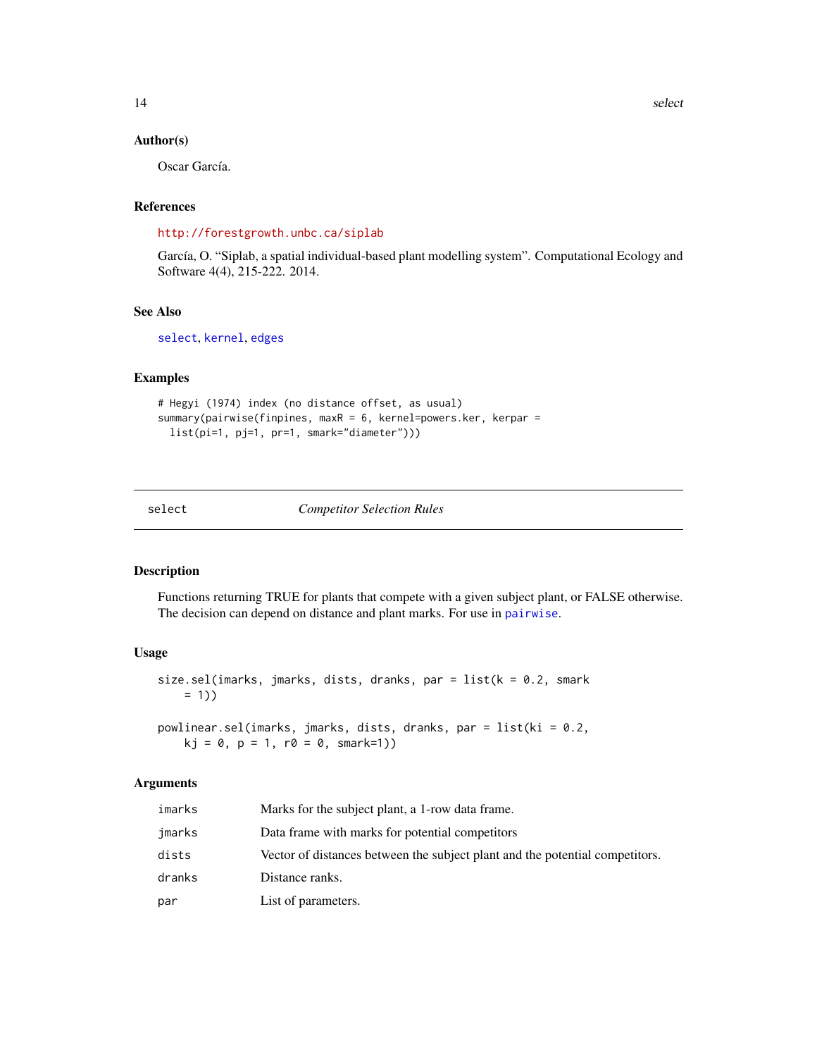### Author(s)

Oscar García.

### References

http://forestgrowth.unbc.ca/siplab

García, O. "Siplab, a spatial individual-based plant modelling system". Computational Ecology and Software 4(4), 215-222. 2014.

### See Also

select, kernel, edges

### Examples

```
# Hegyi (1974) index (no distance offset, as usual)
summary(pairwise(finpines, maxR = 6, kernel=powers.ker, kerpar =
  list(pi=1, pj=1, pr=1, smark="diameter")))
```

---

## select — *Competitor Selection Rules*

### Description

Functions returning TRUE for plants that compete with a given subject plant, or FALSE otherwise. The decision can depend on distance and plant marks. For use in pairwise.

### Usage

```
size.sel(imarks, jmarks, dists, dranks, par = list(k = 0.2, smark
    = 1))

powlinear.sel(imarks, jmarks, dists, dranks, par = list(ki = 0.2,
    kj = 0, p = 1, r0 = 0, smark=1))
```

### Arguments

| | |
|---|---|
| imarks | Marks for the subject plant, a 1-row data frame. |
| jmarks | Data frame with marks for potential competitors |
| dists | Vector of distances between the subject plant and the potential competitors. |
| dranks | Distance ranks. |
| par | List of parameters. |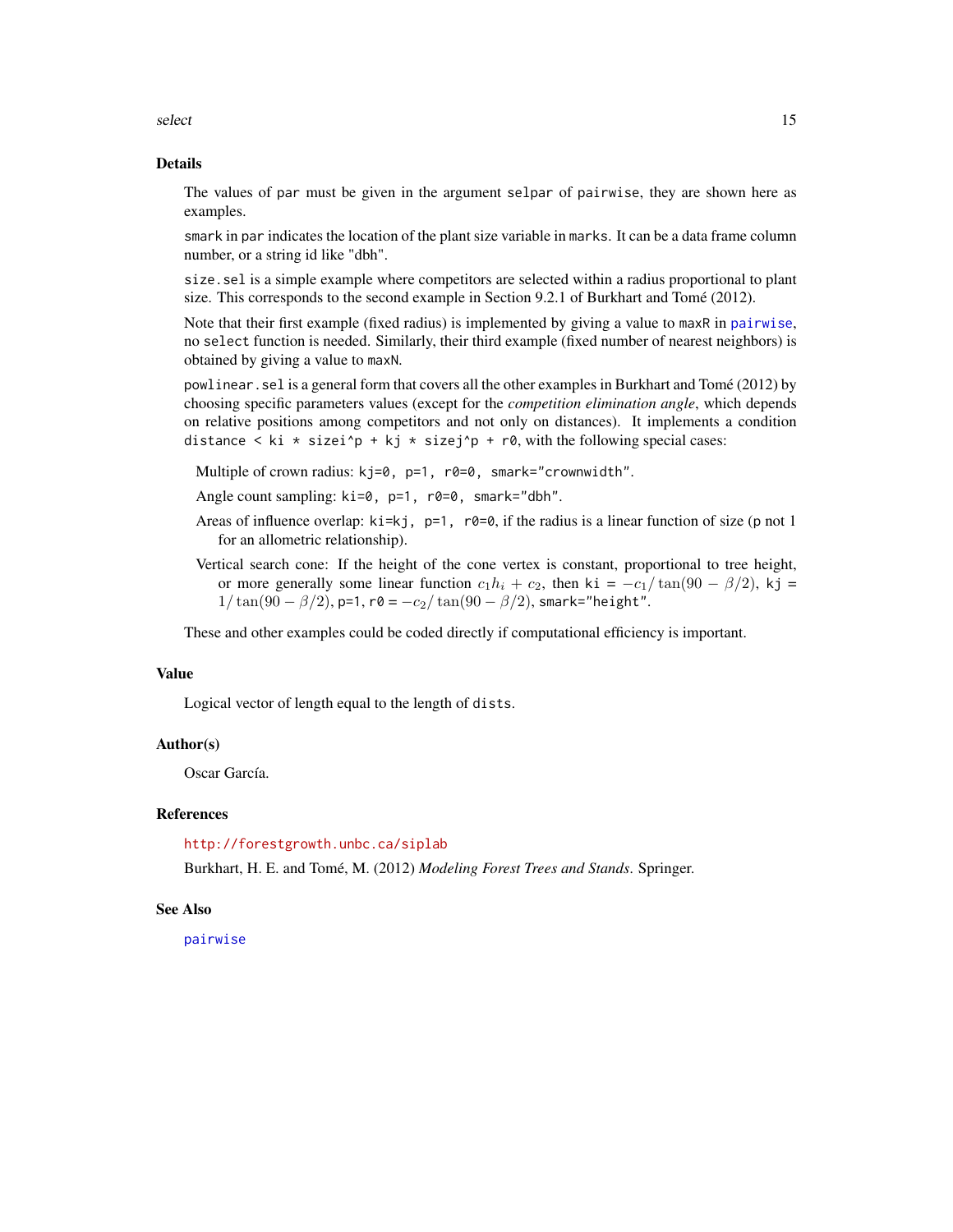## Details

The values of `par` must be given in the argument `selpar` of `pairwise`, they are shown here as examples.

`smark` in `par` indicates the location of the plant size variable in `marks`. It can be a data frame column number, or a string id like "dbh".

`size.sel` is a simple example where competitors are selected within a radius proportional to plant size. This corresponds to the second example in Section 9.2.1 of Burkhart and Tomé (2012).

Note that their first example (fixed radius) is implemented by giving a value to `maxR` in `pairwise`, no `select` function is needed. Similarly, their third example (fixed number of nearest neighbors) is obtained by giving a value to `maxN`.

`powlinear.sel` is a general form that covers all the other examples in Burkhart and Tomé (2012) by choosing specific parameters values (except for the *competition elimination angle*, which depends on relative positions among competitors and not only on distances). It implements a condition `distance < ki * sizei^p + kj * sizej^p + r0`, with the following special cases:

Multiple of crown radius: `kj=0, p=1, r0=0, smark="crownwidth"`.

Angle count sampling: `ki=0, p=1, r0=0, smark="dbh"`.

Areas of influence overlap: `ki=kj, p=1, r0=0`, if the radius is a linear function of size (p not 1 for an allometric relationship).

Vertical search cone: If the height of the cone vertex is constant, proportional to tree height, or more generally some linear function $c_1 h_i + c_2$, then `ki` = $-c_1/\tan(90 - \beta/2)$, `kj` = $1/\tan(90 - \beta/2)$, `p=1`, `r0` = $-c_2/\tan(90 - \beta/2)$, `smark="height"`.

These and other examples could be coded directly if computational efficiency is important.

## Value

Logical vector of length equal to the length of `dists`.

## Author(s)

Oscar García.

## References

http://forestgrowth.unbc.ca/siplab

Burkhart, H. E. and Tomé, M. (2012) *Modeling Forest Trees and Stands*. Springer.

## See Also

`pairwise`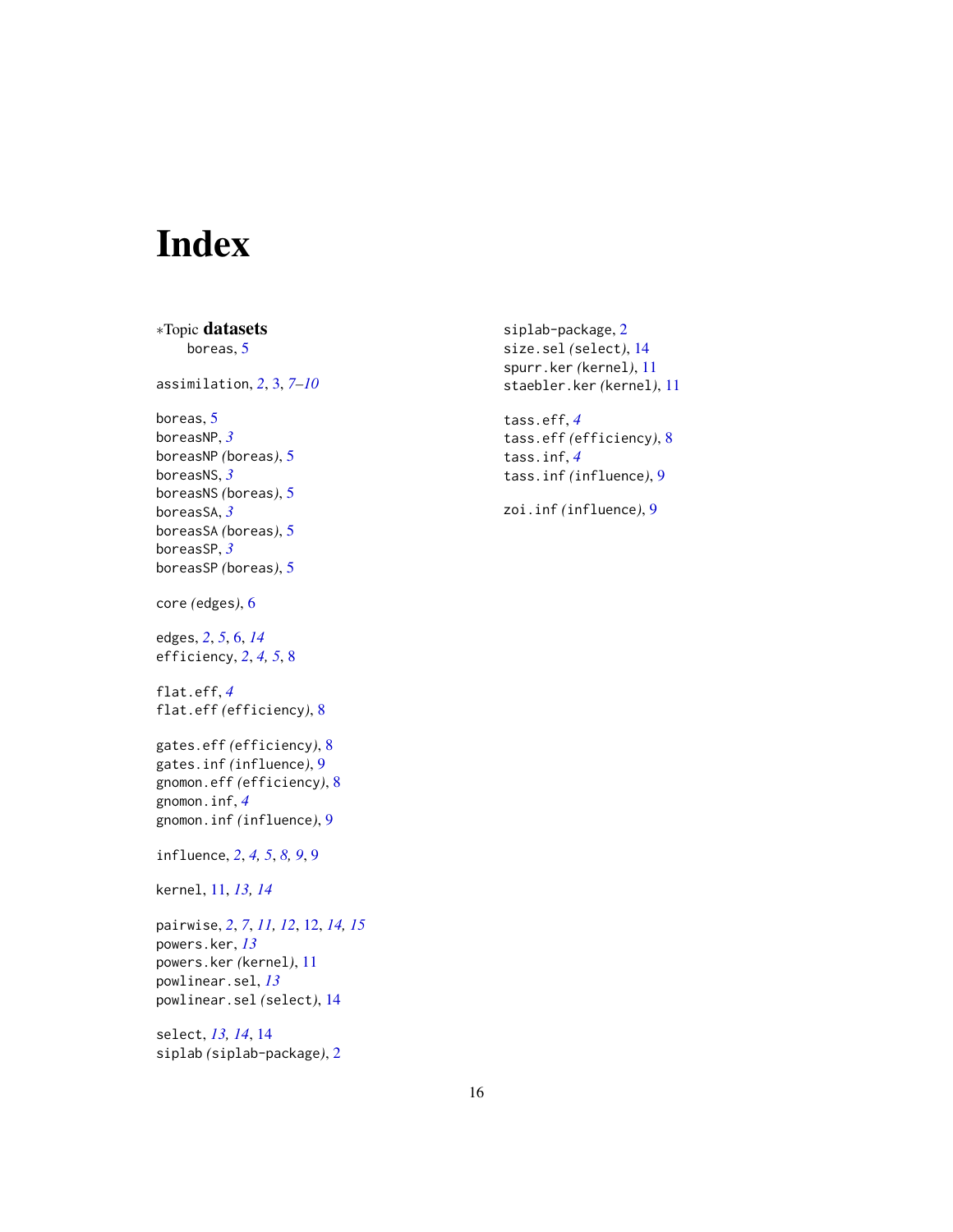# Index

∗Topic **datasets**

boreas, 5

assimilation, *2*, 3, *7–10*

boreas, 5
boreasNP, *3*
boreasNP *(*boreas*)*, 5
boreasNS, *3*
boreasNS *(*boreas*)*, 5
boreasSA, *3*
boreasSA *(*boreas*)*, 5
boreasSP, *3*
boreasSP *(*boreas*)*, 5

core *(*edges*)*, 6

edges, *2*, *5*, 6, *14*
efficiency, *2*, *4, 5*, 8

flat.eff, *4*
flat.eff *(*efficiency*)*, 8

gates.eff *(*efficiency*)*, 8
gates.inf *(*influence*)*, 9
gnomon.eff *(*efficiency*)*, 8
gnomon.inf, *4*
gnomon.inf *(*influence*)*, 9

influence, *2*, *4, 5*, *8, 9*, 9

kernel, 11, *13, 14*

pairwise, *2*, *7*, *11, 12*, 12, *14, 15*
powers.ker, *13*
powers.ker *(*kernel*)*, 11
powlinear.sel, *13*
powlinear.sel *(*select*)*, 14

select, *13, 14*, 14
siplab *(*siplab-package*)*, 2
siplab-package, 2
size.sel *(*select*)*, 14
spurr.ker *(*kernel*)*, 11
staebler.ker *(*kernel*)*, 11

tass.eff, *4*
tass.eff *(*efficiency*)*, 8
tass.inf, *4*
tass.inf *(*influence*)*, 9

zoi.inf *(*influence*)*, 9